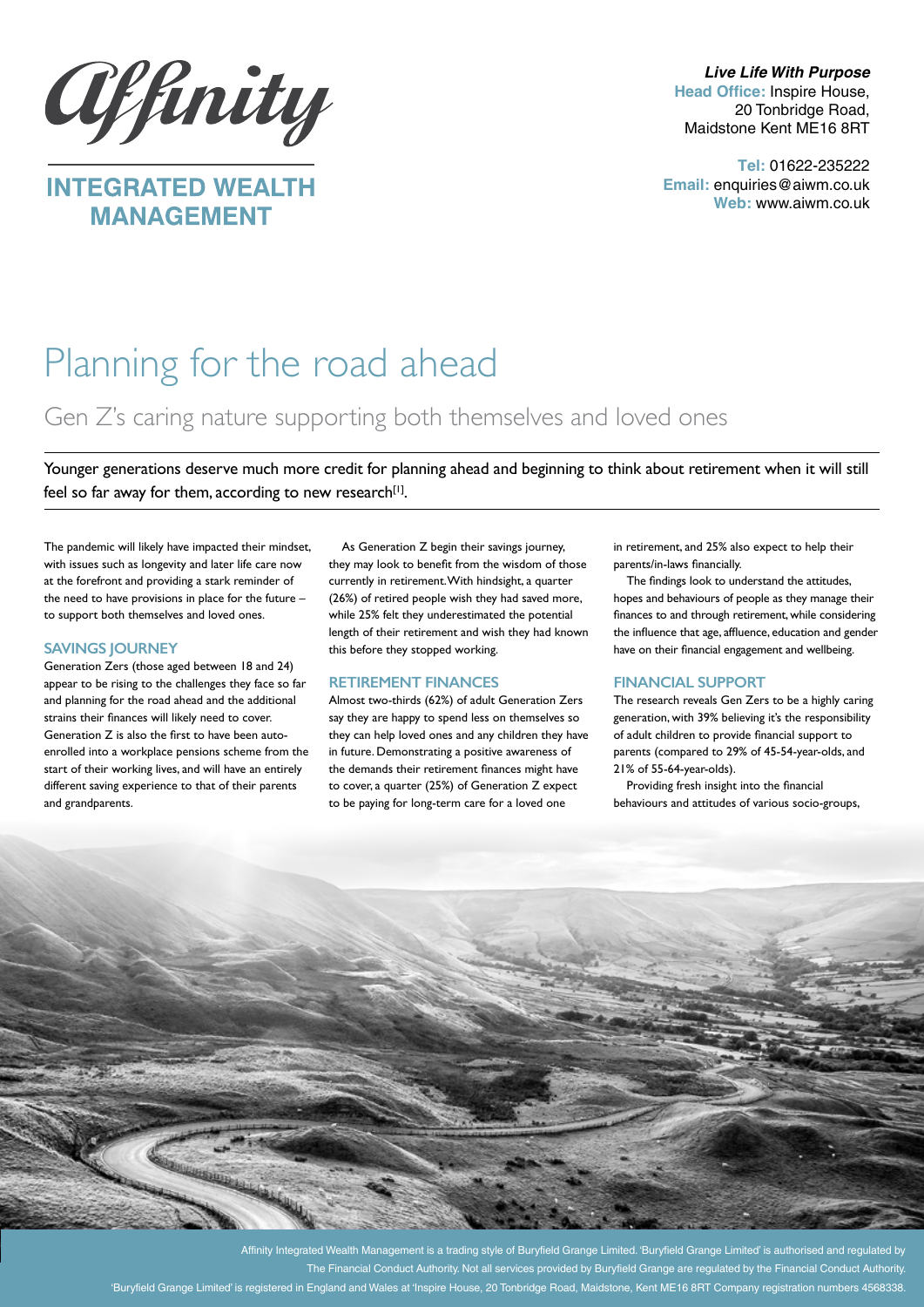Affinity

INTEGRATED WEALTH MANAGEMENT

***Live Life With Purpose***
**Head Office:** Inspire House, 20 Tonbridge Road, Maidstone Kent ME16 8RT

**Tel:** 01622-235222
**Email:** enquiries@aiwm.co.uk
**Web:** www.aiwm.co.uk

# Planning for the road ahead

## Gen Z's caring nature supporting both themselves and loved ones

Younger generations deserve much more credit for planning ahead and beginning to think about retirement when it will still feel so far away for them, according to new research[1].

The pandemic will likely have impacted their mindset, with issues such as longevity and later life care now at the forefront and providing a stark reminder of the need to have provisions in place for the future – to support both themselves and loved ones.

### SAVINGS JOURNEY

Generation Zers (those aged between 18 and 24) appear to be rising to the challenges they face so far and planning for the road ahead and the additional strains their finances will likely need to cover. Generation Z is also the first to have been auto-enrolled into a workplace pensions scheme from the start of their working lives, and will have an entirely different saving experience to that of their parents and grandparents.

As Generation Z begin their savings journey, they may look to benefit from the wisdom of those currently in retirement. With hindsight, a quarter (26%) of retired people wish they had saved more, while 25% felt they underestimated the potential length of their retirement and wish they had known this before they stopped working.

### RETIREMENT FINANCES

Almost two-thirds (62%) of adult Generation Zers say they are happy to spend less on themselves so they can help loved ones and any children they have in future. Demonstrating a positive awareness of the demands their retirement finances might have to cover, a quarter (25%) of Generation Z expect to be paying for long-term care for a loved one in retirement, and 25% also expect to help their parents/in-laws financially.

The findings look to understand the attitudes, hopes and behaviours of people as they manage their finances to and through retirement, while considering the influence that age, affluence, education and gender have on their financial engagement and wellbeing.

### FINANCIAL SUPPORT

The research reveals Gen Zers to be a highly caring generation, with 39% believing it's the responsibility of adult children to provide financial support to parents (compared to 29% of 45-54-year-olds, and 21% of 55-64-year-olds).

Providing fresh insight into the financial behaviours and attitudes of various socio-groups,

Affinity Integrated Wealth Management is a trading style of Buryfield Grange Limited. 'Buryfield Grange Limited' is authorised and regulated by The Financial Conduct Authority. Not all services provided by Buryfield Grange are regulated by the Financial Conduct Authority. 'Buryfield Grange Limited' is registered in England and Wales at 'Inspire House, 20 Tonbridge Road, Maidstone, Kent ME16 8RT Company registration numbers 4568338.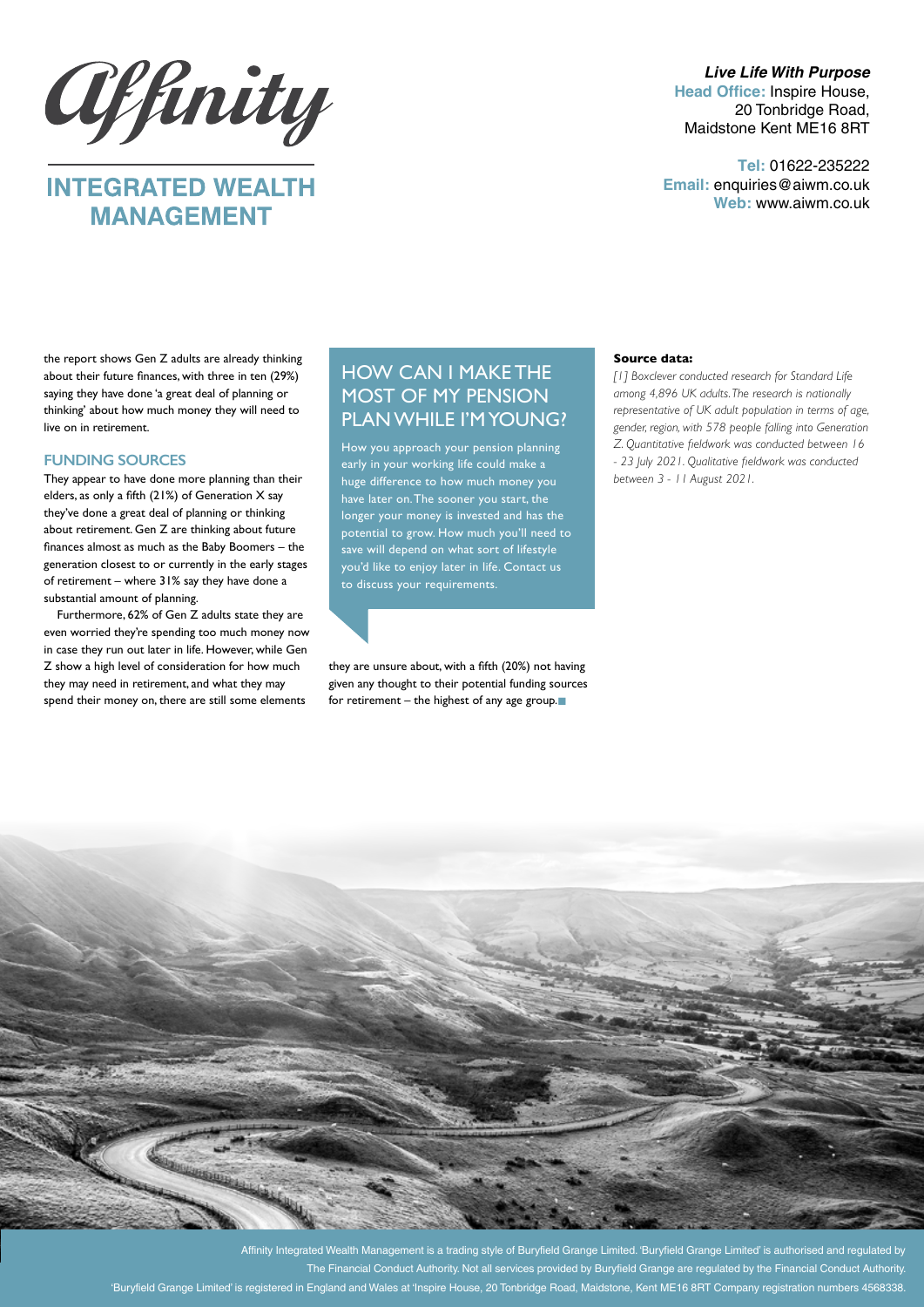# Affinity

## INTEGRATED WEALTH MANAGEMENT

***Live Life With Purpose***
**Head Office:** Inspire House, 20 Tonbridge Road, Maidstone Kent ME16 8RT

**Tel:** 01622-235222
**Email:** enquiries@aiwm.co.uk
**Web:** www.aiwm.co.uk

the report shows Gen Z adults are already thinking about their future finances, with three in ten (29%) saying they have done 'a great deal of planning or thinking' about how much money they will need to live on in retirement.

### FUNDING SOURCES

They appear to have done more planning than their elders, as only a fifth (21%) of Generation X say they've done a great deal of planning or thinking about retirement. Gen Z are thinking about future finances almost as much as the Baby Boomers – the generation closest to or currently in the early stages of retirement – where 31% say they have done a substantial amount of planning.

Furthermore, 62% of Gen Z adults state they are even worried they're spending too much money now in case they run out later in life. However, while Gen Z show a high level of consideration for how much they may need in retirement, and what they may spend their money on, there are still some elements they are unsure about, with a fifth (20%) not having given any thought to their potential funding sources for retirement – the highest of any age group.

### HOW CAN I MAKE THE MOST OF MY PENSION PLAN WHILE I'M YOUNG?

How you approach your pension planning early in your working life could make a huge difference to how much money you have later on. The sooner you start, the longer your money is invested and has the potential to grow. How much you'll need to save will depend on what sort of lifestyle you'd like to enjoy later in life. Contact us to discuss your requirements.

**Source data:**

*[1] Boxclever conducted research for Standard Life among 4,896 UK adults. The research is nationally representative of UK adult population in terms of age, gender, region, with 578 people falling into Generation Z. Quantitative fieldwork was conducted between 16 - 23 July 2021. Qualitative fieldwork was conducted between 3 - 11 August 2021.*

Affinity Integrated Wealth Management is a trading style of Buryfield Grange Limited. 'Buryfield Grange Limited' is authorised and regulated by The Financial Conduct Authority. Not all services provided by Buryfield Grange are regulated by the Financial Conduct Authority. 'Buryfield Grange Limited' is registered in England and Wales at 'Inspire House, 20 Tonbridge Road, Maidstone, Kent ME16 8RT Company registration numbers 4568338.